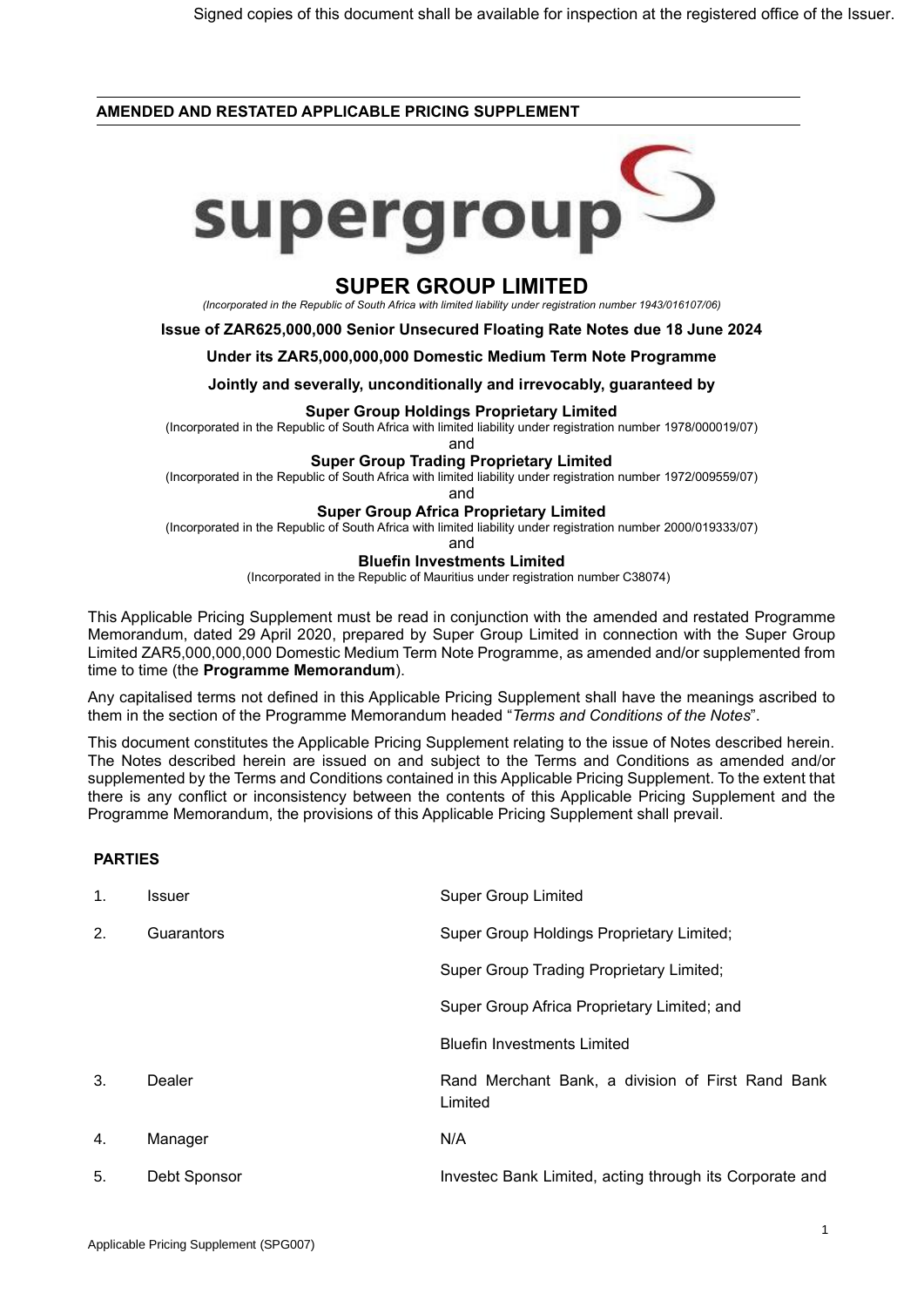Signed copies of this document shall be available for inspection at the registered office of the Issuer.

**AMENDED AND RESTATED APPLICABLE PRICING SUPPLEMENT**

supergroup

# SUPER GROUP LIMITED

*(Incorporated in the Republic of South Africa with limited liability under registration number 1943/016107/06)*

**Issue of ZAR625,000,000 Senior Unsecured Floating Rate Notes due 18 June 2024**

**Under its ZAR5,000,000,000 Domestic Medium Term Note Programme**

**Jointly and severally, unconditionally and irrevocably, guaranteed by**

**Super Group Holdings Proprietary Limited**

(Incorporated in the Republic of South Africa with limited liability under registration number 1978/000019/07)

and

**Super Group Trading Proprietary Limited**

(Incorporated in the Republic of South Africa with limited liability under registration number 1972/009559/07)

and

**Super Group Africa Proprietary Limited**

(Incorporated in the Republic of South Africa with limited liability under registration number 2000/019333/07)

and

**Bluefin Investments Limited**

(Incorporated in the Republic of Mauritius under registration number C38074)

This Applicable Pricing Supplement must be read in conjunction with the amended and restated Programme Memorandum, dated 29 April 2020, prepared by Super Group Limited in connection with the Super Group Limited ZAR5,000,000,000 Domestic Medium Term Note Programme, as amended and/or supplemented from time to time (the **Programme Memorandum**).

Any capitalised terms not defined in this Applicable Pricing Supplement shall have the meanings ascribed to them in the section of the Programme Memorandum headed "*Terms and Conditions of the Notes*".

This document constitutes the Applicable Pricing Supplement relating to the issue of Notes described herein. The Notes described herein are issued on and subject to the Terms and Conditions as amended and/or supplemented by the Terms and Conditions contained in this Applicable Pricing Supplement. To the extent that there is any conflict or inconsistency between the contents of this Applicable Pricing Supplement and the Programme Memorandum, the provisions of this Applicable Pricing Supplement shall prevail.

**PARTIES**

| | | |
|---|---|---|
| 1. | Issuer | Super Group Limited |
| 2. | Guarantors | Super Group Holdings Proprietary Limited; |
| | | Super Group Trading Proprietary Limited; |
| | | Super Group Africa Proprietary Limited; and |
| | | Bluefin Investments Limited |
| 3. | Dealer | Rand Merchant Bank, a division of First Rand Bank Limited |
| 4. | Manager | N/A |
| 5. | Debt Sponsor | Investec Bank Limited, acting through its Corporate and |

Applicable Pricing Supplement (SPG007)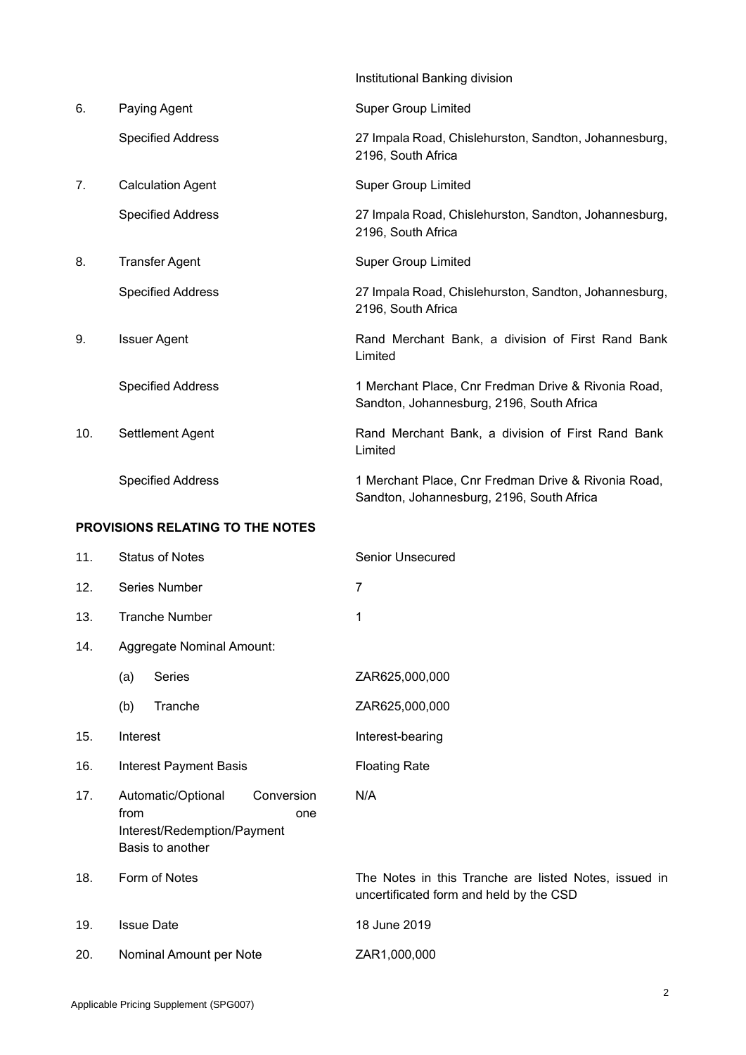|  |  | Institutional Banking division |
|---|---|---|
| 6. | Paying Agent | Super Group Limited |
|  | Specified Address | 27 Impala Road, Chislehurston, Sandton, Johannesburg, 2196, South Africa |
| 7. | Calculation Agent | Super Group Limited |
|  | Specified Address | 27 Impala Road, Chislehurston, Sandton, Johannesburg, 2196, South Africa |
| 8. | Transfer Agent | Super Group Limited |
|  | Specified Address | 27 Impala Road, Chislehurston, Sandton, Johannesburg, 2196, South Africa |
| 9. | Issuer Agent | Rand Merchant Bank, a division of First Rand Bank Limited |
|  | Specified Address | 1 Merchant Place, Cnr Fredman Drive & Rivonia Road, Sandton, Johannesburg, 2196, South Africa |
| 10. | Settlement Agent | Rand Merchant Bank, a division of First Rand Bank Limited |
|  | Specified Address | 1 Merchant Place, Cnr Fredman Drive & Rivonia Road, Sandton, Johannesburg, 2196, South Africa |

**PROVISIONS RELATING TO THE NOTES**

|  |  | |
|---|---|---|
| 11. | Status of Notes | Senior Unsecured |
| 12. | Series Number | 7 |
| 13. | Tranche Number | 1 |
| 14. | Aggregate Nominal Amount: | |
|  | (a) Series | ZAR625,000,000 |
|  | (b) Tranche | ZAR625,000,000 |
| 15. | Interest | Interest-bearing |
| 16. | Interest Payment Basis | Floating Rate |
| 17. | Automatic/Optional Conversion from one Interest/Redemption/Payment Basis to another | N/A |
| 18. | Form of Notes | The Notes in this Tranche are listed Notes, issued in uncertificated form and held by the CSD |
| 19. | Issue Date | 18 June 2019 |
| 20. | Nominal Amount per Note | ZAR1,000,000 |

Applicable Pricing Supplement (SPG007)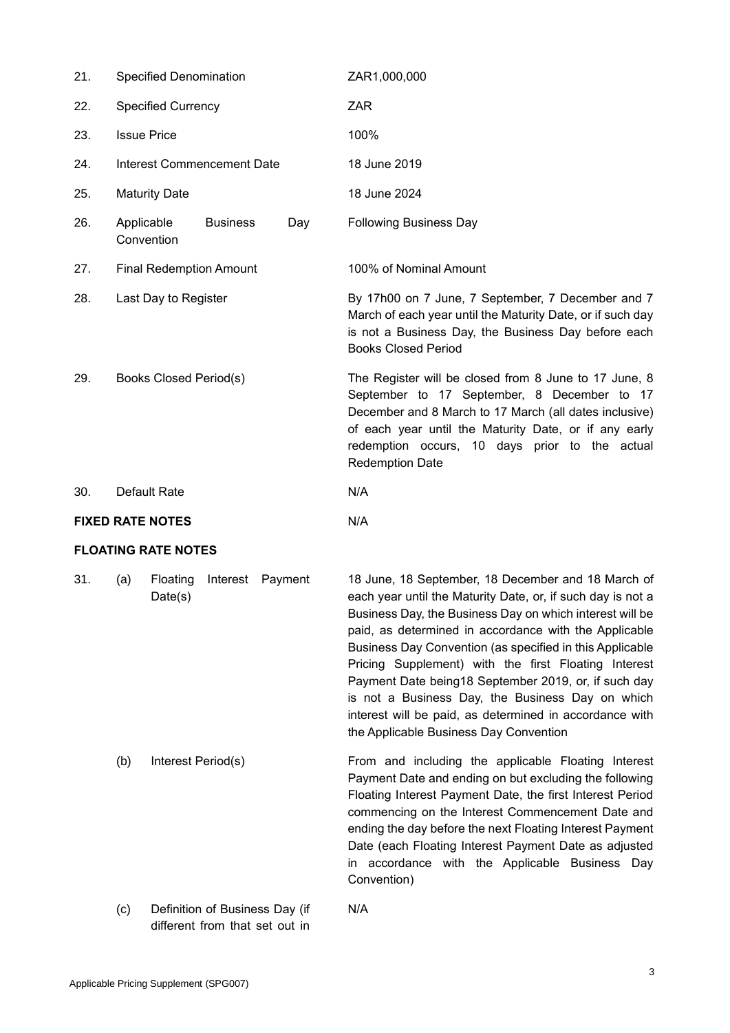| | | |
|---|---|---|
| 21. | Specified Denomination | ZAR1,000,000 |
| 22. | Specified Currency | ZAR |
| 23. | Issue Price | 100% |
| 24. | Interest Commencement Date | 18 June 2019 |
| 25. | Maturity Date | 18 June 2024 |
| 26. | Applicable Business Day Convention | Following Business Day |
| 27. | Final Redemption Amount | 100% of Nominal Amount |
| 28. | Last Day to Register | By 17h00 on 7 June, 7 September, 7 December and 7 March of each year until the Maturity Date, or if such day is not a Business Day, the Business Day before each Books Closed Period |
| 29. | Books Closed Period(s) | The Register will be closed from 8 June to 17 June, 8 September to 17 September, 8 December to 17 December and 8 March to 17 March (all dates inclusive) of each year until the Maturity Date, or if any early redemption occurs, 10 days prior to the actual Redemption Date |
| 30. | Default Rate | N/A |

**FIXED RATE NOTES** N/A

**FLOATING RATE NOTES**

| | | | |
|---|---|---|---|
| 31. | (a) | Floating Interest Payment Date(s) | 18 June, 18 September, 18 December and 18 March of each year until the Maturity Date, or, if such day is not a Business Day, the Business Day on which interest will be paid, as determined in accordance with the Applicable Business Day Convention (as specified in this Applicable Pricing Supplement) with the first Floating Interest Payment Date being18 September 2019, or, if such day is not a Business Day, the Business Day on which interest will be paid, as determined in accordance with the Applicable Business Day Convention |
| | (b) | Interest Period(s) | From and including the applicable Floating Interest Payment Date and ending on but excluding the following Floating Interest Payment Date, the first Interest Period commencing on the Interest Commencement Date and ending the day before the next Floating Interest Payment Date (each Floating Interest Payment Date as adjusted in accordance with the Applicable Business Day Convention) |
| | (c) | Definition of Business Day (if different from that set out in | N/A |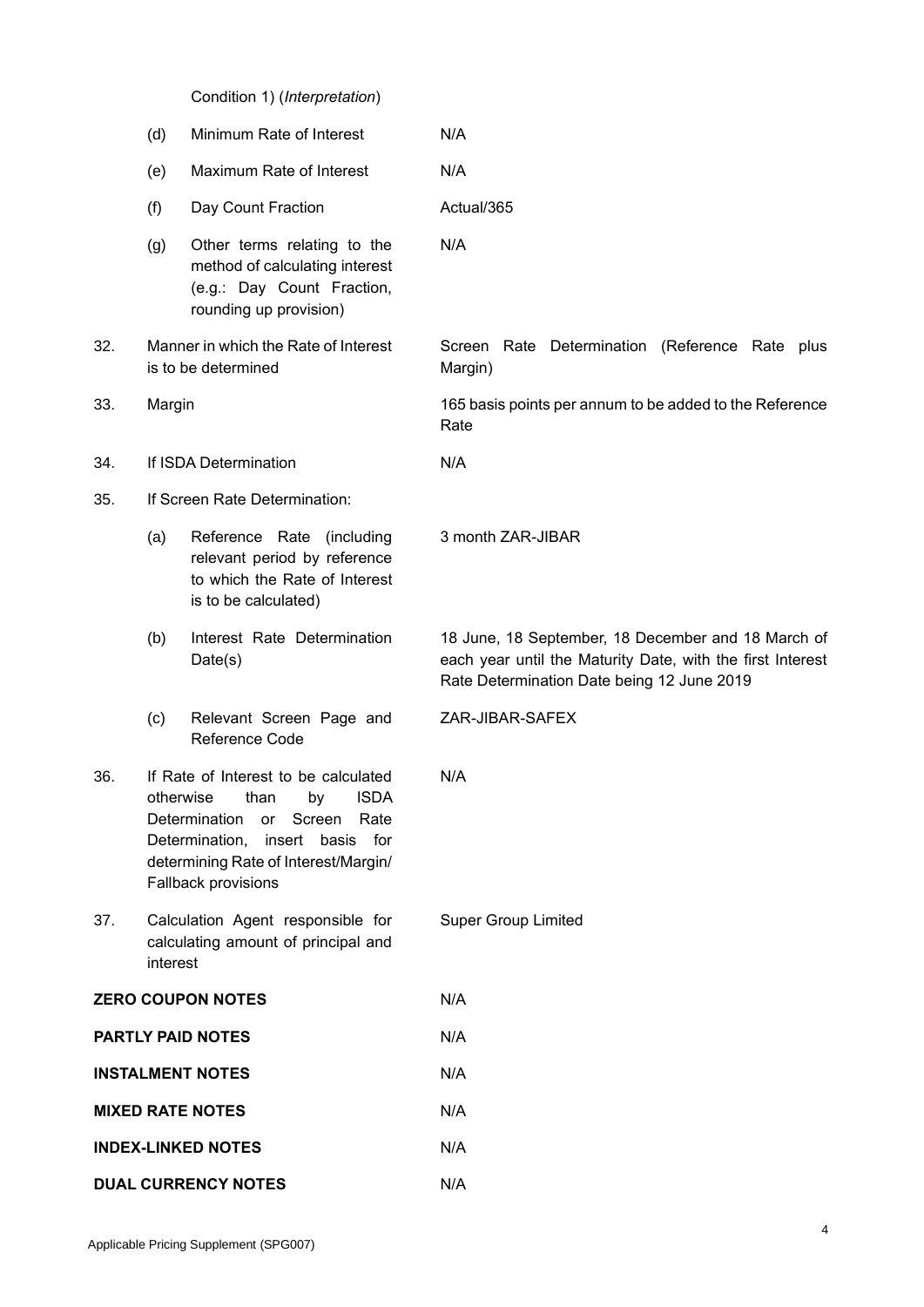| | | | |
|---|---|---|---|
| | | Condition 1) (*Interpretation*) | |
| | (d) | Minimum Rate of Interest | N/A |
| | (e) | Maximum Rate of Interest | N/A |
| | (f) | Day Count Fraction | Actual/365 |
| | (g) | Other terms relating to the method of calculating interest (e.g.: Day Count Fraction, rounding up provision) | N/A |
| 32. | Manner in which the Rate of Interest is to be determined | | Screen Rate Determination (Reference Rate plus Margin) |
| 33. | Margin | | 165 basis points per annum to be added to the Reference Rate |
| 34. | If ISDA Determination | | N/A |
| 35. | If Screen Rate Determination: | | |
| | (a) | Reference Rate (including relevant period by reference to which the Rate of Interest is to be calculated) | 3 month ZAR-JIBAR |
| | (b) | Interest Rate Determination Date(s) | 18 June, 18 September, 18 December and 18 March of each year until the Maturity Date, with the first Interest Rate Determination Date being 12 June 2019 |
| | (c) | Relevant Screen Page and Reference Code | ZAR-JIBAR-SAFEX |
| 36. | If Rate of Interest to be calculated otherwise than by ISDA Determination or Screen Rate Determination, insert basis for determining Rate of Interest/Margin/ Fallback provisions | | N/A |
| 37. | Calculation Agent responsible for calculating amount of principal and interest | | Super Group Limited |
| **ZERO COUPON NOTES** | | | N/A |
| **PARTLY PAID NOTES** | | | N/A |
| **INSTALMENT NOTES** | | | N/A |
| **MIXED RATE NOTES** | | | N/A |
| **INDEX-LINKED NOTES** | | | N/A |
| **DUAL CURRENCY NOTES** | | | N/A |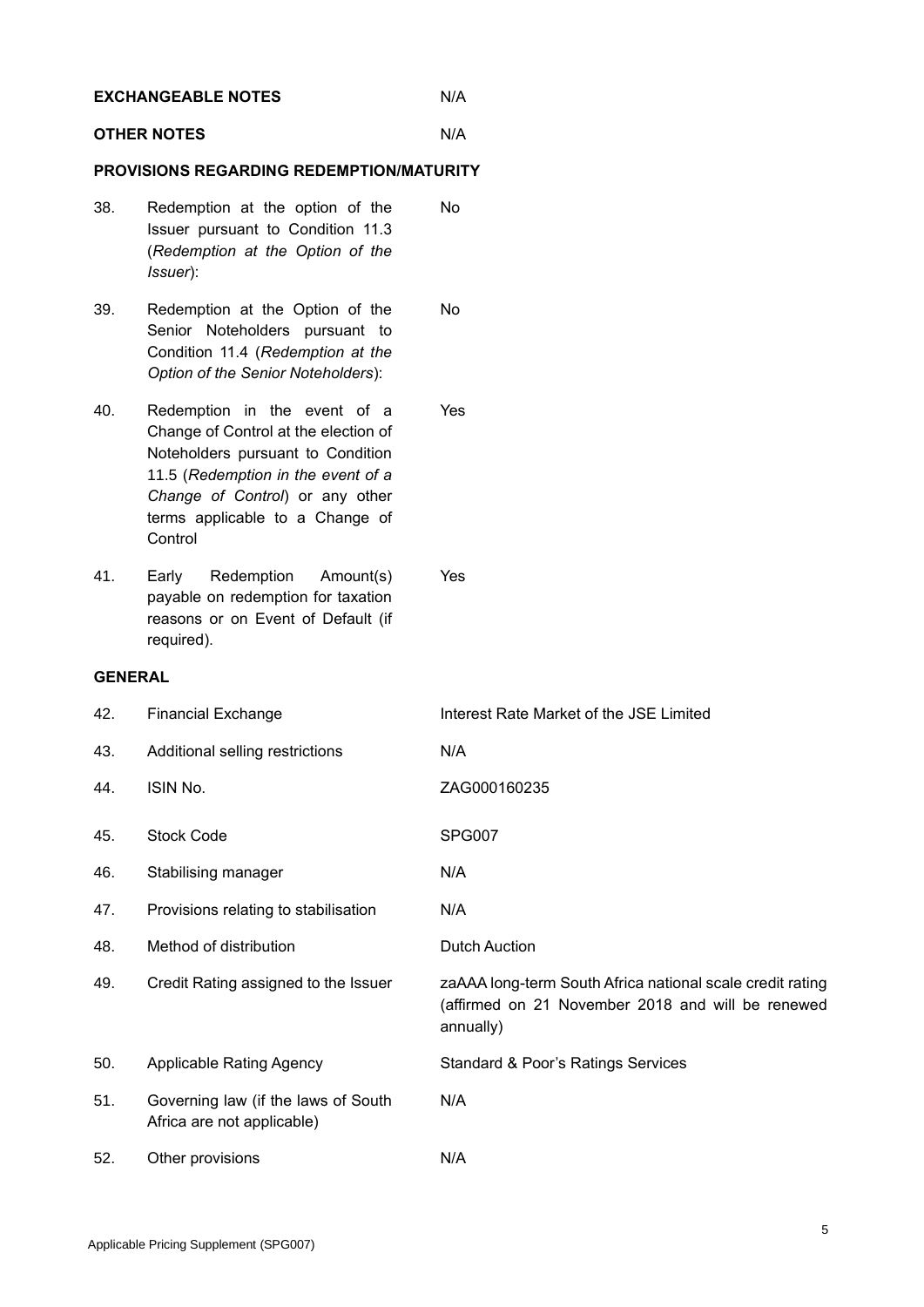| | | |
|---|---|---|
| **EXCHANGEABLE NOTES** | | N/A |
| **OTHER NOTES** | | N/A |

**PROVISIONS REGARDING REDEMPTION/MATURITY**

| | | |
|---|---|---|
| 38. | Redemption at the option of the Issuer pursuant to Condition 11.3 (*Redemption at the Option of the Issuer*): | No |
| 39. | Redemption at the Option of the Senior Noteholders pursuant to Condition 11.4 (*Redemption at the Option of the Senior Noteholders*): | No |
| 40. | Redemption in the event of a Change of Control at the election of Noteholders pursuant to Condition 11.5 (*Redemption in the event of a Change of Control*) or any other terms applicable to a Change of Control | Yes |
| 41. | Early Redemption Amount(s) payable on redemption for taxation reasons or on Event of Default (if required). | Yes |

**GENERAL**

| | | |
|---|---|---|
| 42. | Financial Exchange | Interest Rate Market of the JSE Limited |
| 43. | Additional selling restrictions | N/A |
| 44. | ISIN No. | ZAG000160235 |
| 45. | Stock Code | SPG007 |
| 46. | Stabilising manager | N/A |
| 47. | Provisions relating to stabilisation | N/A |
| 48. | Method of distribution | Dutch Auction |
| 49. | Credit Rating assigned to the Issuer | zaAAA long-term South Africa national scale credit rating (affirmed on 21 November 2018 and will be renewed annually) |
| 50. | Applicable Rating Agency | Standard & Poor's Ratings Services |
| 51. | Governing law (if the laws of South Africa are not applicable) | N/A |
| 52. | Other provisions | N/A |

Applicable Pricing Supplement (SPG007)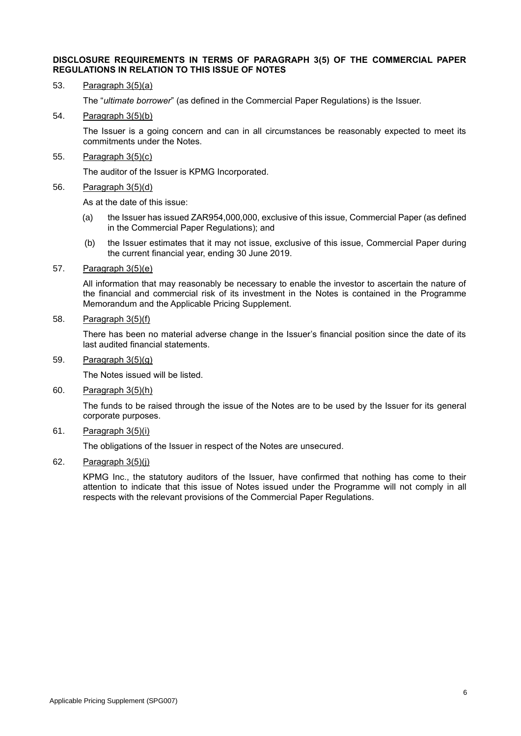**DISCLOSURE REQUIREMENTS IN TERMS OF PARAGRAPH 3(5) OF THE COMMERCIAL PAPER REGULATIONS IN RELATION TO THIS ISSUE OF NOTES**

53. Paragraph 3(5)(a)

 The "*ultimate borrower*" (as defined in the Commercial Paper Regulations) is the Issuer.

54. Paragraph 3(5)(b)

 The Issuer is a going concern and can in all circumstances be reasonably expected to meet its commitments under the Notes.

55. Paragraph 3(5)(c)

 The auditor of the Issuer is KPMG Incorporated.

56. Paragraph 3(5)(d)

 As at the date of this issue:

 (a) the Issuer has issued ZAR954,000,000, exclusive of this issue, Commercial Paper (as defined in the Commercial Paper Regulations); and

 (b) the Issuer estimates that it may not issue, exclusive of this issue, Commercial Paper during the current financial year, ending 30 June 2019.

57. Paragraph 3(5)(e)

 All information that may reasonably be necessary to enable the investor to ascertain the nature of the financial and commercial risk of its investment in the Notes is contained in the Programme Memorandum and the Applicable Pricing Supplement.

58. Paragraph 3(5)(f)

 There has been no material adverse change in the Issuer's financial position since the date of its last audited financial statements.

59. Paragraph 3(5)(g)

 The Notes issued will be listed.

60. Paragraph 3(5)(h)

 The funds to be raised through the issue of the Notes are to be used by the Issuer for its general corporate purposes.

61. Paragraph 3(5)(i)

 The obligations of the Issuer in respect of the Notes are unsecured.

62. Paragraph 3(5)(j)

 KPMG Inc., the statutory auditors of the Issuer, have confirmed that nothing has come to their attention to indicate that this issue of Notes issued under the Programme will not comply in all respects with the relevant provisions of the Commercial Paper Regulations.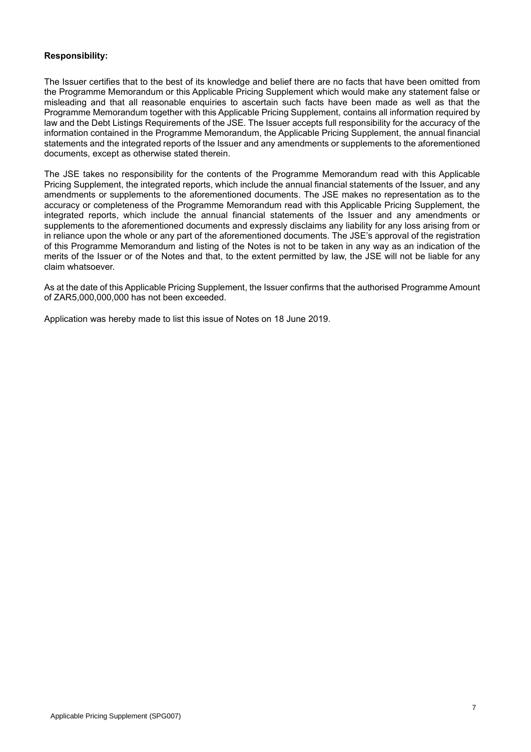**Responsibility:**

The Issuer certifies that to the best of its knowledge and belief there are no facts that have been omitted from the Programme Memorandum or this Applicable Pricing Supplement which would make any statement false or misleading and that all reasonable enquiries to ascertain such facts have been made as well as that the Programme Memorandum together with this Applicable Pricing Supplement, contains all information required by law and the Debt Listings Requirements of the JSE. The Issuer accepts full responsibility for the accuracy of the information contained in the Programme Memorandum, the Applicable Pricing Supplement, the annual financial statements and the integrated reports of the Issuer and any amendments or supplements to the aforementioned documents, except as otherwise stated therein.

The JSE takes no responsibility for the contents of the Programme Memorandum read with this Applicable Pricing Supplement, the integrated reports, which include the annual financial statements of the Issuer, and any amendments or supplements to the aforementioned documents. The JSE makes no representation as to the accuracy or completeness of the Programme Memorandum read with this Applicable Pricing Supplement, the integrated reports, which include the annual financial statements of the Issuer and any amendments or supplements to the aforementioned documents and expressly disclaims any liability for any loss arising from or in reliance upon the whole or any part of the aforementioned documents. The JSE's approval of the registration of this Programme Memorandum and listing of the Notes is not to be taken in any way as an indication of the merits of the Issuer or of the Notes and that, to the extent permitted by law, the JSE will not be liable for any claim whatsoever.

As at the date of this Applicable Pricing Supplement, the Issuer confirms that the authorised Programme Amount of ZAR5,000,000,000 has not been exceeded.

Application was hereby made to list this issue of Notes on 18 June 2019.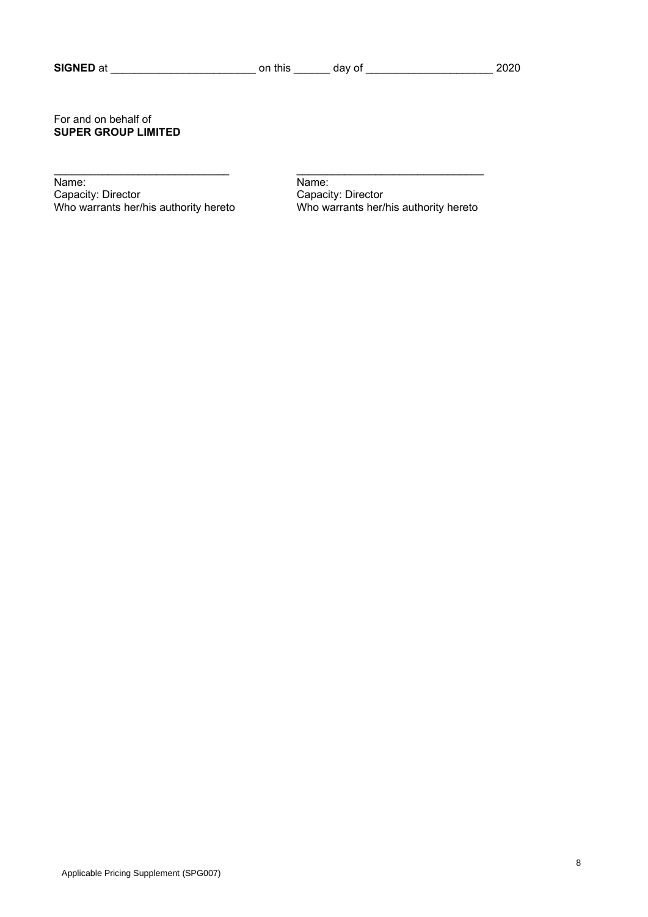**SIGNED** at ________________________ on this ______ day of _____________________ 2020

For and on behalf of
**SUPER GROUP LIMITED**

| | |
|---|---|
| ______________________________ | ________________________________ |
| Name: | Name: |
| Capacity: Director | Capacity: Director |
| Who warrants her/his authority hereto | Who warrants her/his authority hereto |

Applicable Pricing Supplement (SPG007)